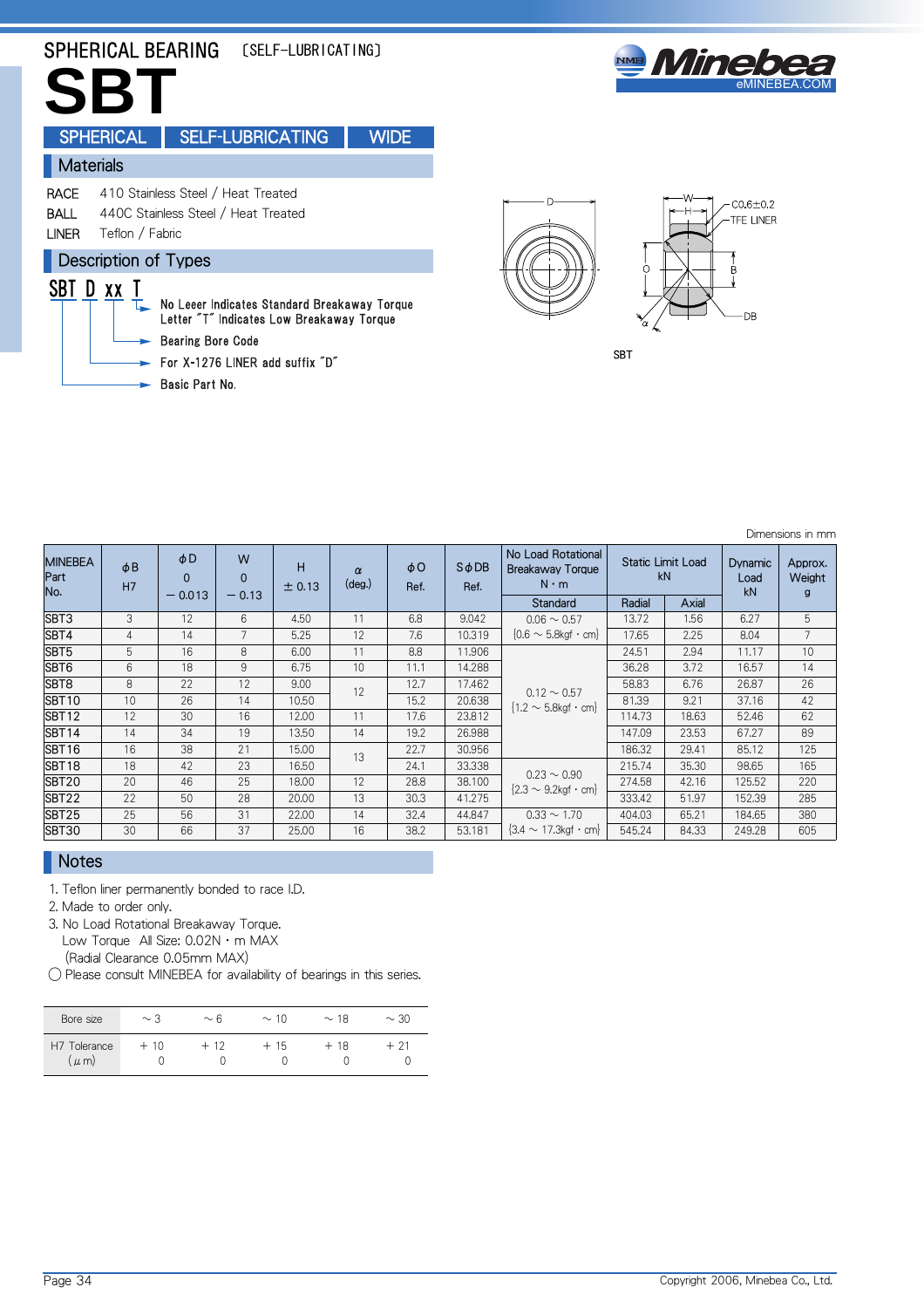# SPHERICAL BEARING 〔SELF-LUBRICATING〕

# SBT

SPHERICAL | SELF-LUBRICATING | WIDE

## Materials

RACE 410 Stainless Steel / Heat Treated

BALL 440C Stainless Steel / Heat Treated

LINER Teflon / Fabric

## Description of Types

SBT D xx T

- T: No Leeer Indicates Standard Breakaway Torque; Letter "T" Indicates Low Breakaway Torque
- xx: Bearing Bore Code
- D: For X-1276 LINER add suffix "D"
- SBT: Basic Part No.

C0.6±0.2

TFE LINER

SBT

Dimensions in mm

| MINEBEA Part No. | φB H7 | φD 0 −0.013 | W 0 −0.13 | H ±0.13 | α (deg.) | φO Ref. | SφDB Ref. | No Load Rotational Breakaway Torque N・m Standard | Static Limit Load kN Radial | Static Limit Load kN Axial | Dynamic Load kN | Approx. Weight g |
|---|---|---|---|---|---|---|---|---|---|---|---|---|
| SBT3 | 3 | 12 | 6 | 4.50 | 11 | 6.8 | 9.042 | 0.06 ~ 0.57 {0.6 ~ 5.8kgf・cm} | 13.72 | 1.56 | 6.27 | 5 |
| SBT4 | 4 | 14 | 7 | 5.25 | 12 | 7.6 | 10.319 | | 17.65 | 2.25 | 8.04 | 7 |
| SBT5 | 5 | 16 | 8 | 6.00 | 11 | 8.8 | 11.906 | 0.12 ~ 0.57 {1.2 ~ 5.8kgf・cm} | 24.51 | 2.94 | 11.17 | 10 |
| SBT6 | 6 | 18 | 9 | 6.75 | 10 | 11.1 | 14.288 | | 36.28 | 3.72 | 16.57 | 14 |
| SBT8 | 8 | 22 | 12 | 9.00 | 12 | 12.7 | 17.462 | | 58.83 | 6.76 | 26.87 | 26 |
| SBT10 | 10 | 26 | 14 | 10.50 | | 15.2 | 20.638 | | 81.39 | 9.21 | 37.16 | 42 |
| SBT12 | 12 | 30 | 16 | 12.00 | 11 | 17.6 | 23.812 | | 114.73 | 18.63 | 52.46 | 62 |
| SBT14 | 14 | 34 | 19 | 13.50 | 14 | 19.2 | 26.988 | | 147.09 | 23.53 | 67.27 | 89 |
| SBT16 | 16 | 38 | 21 | 15.00 | 13 | 22.7 | 30.956 | | 186.32 | 29.41 | 85.12 | 125 |
| SBT18 | 18 | 42 | 23 | 16.50 | | 24.1 | 33.338 | 0.23 ~ 0.90 {2.3 ~ 9.2kgf・cm} | 215.74 | 35.30 | 98.65 | 165 |
| SBT20 | 20 | 46 | 25 | 18.00 | 12 | 28.8 | 38.100 | | 274.58 | 42.16 | 125.52 | 220 |
| SBT22 | 22 | 50 | 28 | 20.00 | 13 | 30.3 | 41.275 | | 333.42 | 51.97 | 152.39 | 285 |
| SBT25 | 25 | 56 | 31 | 22.00 | 14 | 32.4 | 44.847 | 0.33 ~ 1.70 {3.4 ~ 17.3kgf・cm} | 404.03 | 65.21 | 184.65 | 380 |
| SBT30 | 30 | 66 | 37 | 25.00 | 16 | 38.2 | 53.181 | | 545.24 | 84.33 | 249.28 | 605 |

## Notes

1. Teflon liner permanently bonded to race I.D.
2. Made to order only.
3. No Load Rotational Breakaway Torque.
   Low Torque All Size: 0.02N・m MAX
   (Radial Clearance 0.05mm MAX)

○ Please consult MINEBEA for availability of bearings in this series.

| Bore size | ~3 | ~6 | ~10 | ~18 | ~30 |
|---|---|---|---|---|---|
| H7 Tolerance (μm) | +10 0 | +12 0 | +15 0 | +18 0 | +21 0 |

Copyright 2006, Minebea Co., Ltd.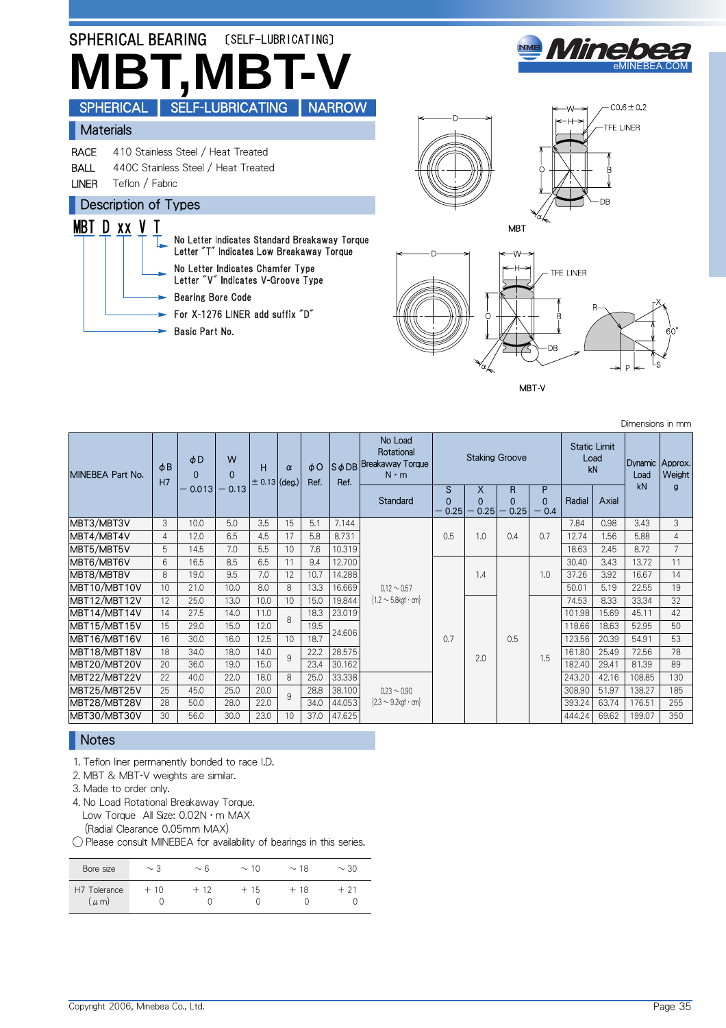# SPHERICAL BEARING 〔SELF-LUBRICATING〕

# MBT,MBT-V

SPHERICAL | SELF-LUBRICATING | NARROW

## Materials

| | |
|---|---|
| RACE | 410 Stainless Steel / Heat Treated |
| BALL | 440C Stainless Steel / Heat Treated |
| LINER | Teflon / Fabric |

## Description of Types

MBT D xx V T

- T: No Letter Indicates Standard Breakaway Torque; Letter "T" Indicates Low Breakaway Torque
- V: No Letter Indicates Chamfer Type; Letter "V" Indicates V-Groove Type
- xx: Bearing Bore Code
- D: For X-1276 LINER add suffix "D"
- MBT: Basic Part No.

MBT

MBT-V

Dimensions in mm

| MINEBEA Part No. | φB H7 | φD 0 −0.013 | W 0 −0.13 | H ±0.13 | α (deg.) | φO Ref. | SφDB Ref. | No Load Rotational Breakaway Torque N・m Standard | Staking Groove S 0 −0.25 | X 0 −0.25 | R 0 −0.25 | P 0 −0.4 | Static Limit Load kN Radial | Static Limit Load kN Axial | Dynamic Load kN | Approx. Weight g |
|---|---|---|---|---|---|---|---|---|---|---|---|---|---|---|---|---|
| MBT3/MBT3V | 3 | 10.0 | 5.0 | 3.5 | 15 | 5.1 | 7.144 | 0.12～0.57 {1.2～5.8kgf・cm} | 0.5 | 1.0 | 0.4 | 0.7 | 7.84 | 0.98 | 3.43 | 3 |
| MBT4/MBT4V | 4 | 12.0 | 6.5 | 4.5 | 17 | 5.8 | 8.731 | | | | | | 12.74 | 1.56 | 5.88 | 4 |
| MBT5/MBT5V | 5 | 14.5 | 7.0 | 5.5 | 10 | 7.6 | 10.319 | | | | | | 18.63 | 2.45 | 8.72 | 7 |
| MBT6/MBT6V | 6 | 16.5 | 8.5 | 6.5 | 11 | 9.4 | 12.700 | | 0.7 | 1.4 | 0.5 | 1.0 | 30.40 | 3.43 | 13.72 | 11 |
| MBT8/MBT8V | 8 | 19.0 | 9.5 | 7.0 | 12 | 10.7 | 14.288 | | | | | | 37.26 | 3.92 | 16.67 | 14 |
| MBT10/MBT10V | 10 | 21.0 | 10.0 | 8.0 | 8 | 13.3 | 16.669 | | | | | | 50.01 | 5.19 | 22.55 | 19 |
| MBT12/MBT12V | 12 | 25.0 | 13.0 | 10.0 | 10 | 15.0 | 19.844 | | | 2.0 | | 1.5 | 74.53 | 8.33 | 33.34 | 32 |
| MBT14/MBT14V | 14 | 27.5 | 14.0 | 11.0 | 8 | 18.3 | 23.019 | | | | | | 101.98 | 15.69 | 45.11 | 42 |
| MBT15/MBT15V | 15 | 29.0 | 15.0 | 12.0 | 8 | 19.5 | 24.606 | | | | | | 118.66 | 18.63 | 52.95 | 50 |
| MBT16/MBT16V | 16 | 30.0 | 16.0 | 12.5 | 10 | 18.7 | 24.606 | | | | | | 123.56 | 20.39 | 54.91 | 53 |
| MBT18/MBT18V | 18 | 34.0 | 18.0 | 14.0 | 9 | 22.2 | 28.575 | | | | | | 161.80 | 25.49 | 72.56 | 78 |
| MBT20/MBT20V | 20 | 36.0 | 19.0 | 15.0 | 9 | 23.4 | 30.162 | | | | | | 182.40 | 29.41 | 81.39 | 89 |
| MBT22/MBT22V | 22 | 40.0 | 22.0 | 18.0 | 8 | 25.0 | 33.338 | 0.23～0.90 {2.3～9.2kgf・cm} | | | | | 243.20 | 42.16 | 108.85 | 130 |
| MBT25/MBT25V | 25 | 45.0 | 25.0 | 20.0 | 9 | 28.8 | 38.100 | | | | | | 308.90 | 51.97 | 138.27 | 185 |
| MBT28/MBT28V | 28 | 50.0 | 28.0 | 22.0 | 9 | 34.0 | 44.053 | | | | | | 393.24 | 63.74 | 176.51 | 255 |
| MBT30/MBT30V | 30 | 56.0 | 30.0 | 23.0 | 10 | 37.0 | 47.625 | | | | | | 444.24 | 69.62 | 199.07 | 350 |

## Notes

1. Teflon liner permanently bonded to race I.D.
2. MBT & MBT-V weights are similar.
3. Made to order only.
4. No Load Rotational Breakaway Torque.
   Low Torque All Size: 0.02N・m MAX
   (Radial Clearance 0.05mm MAX)

◯ Please consult MINEBEA for availability of bearings in this series.

| Bore size | ～3 | ～6 | ～10 | ～18 | ～30 |
|---|---|---|---|---|---|
| H7 Tolerance (μm) | +10 0 | +12 0 | +15 0 | +18 0 | +21 0 |

Copyright 2006, Minebea Co., Ltd.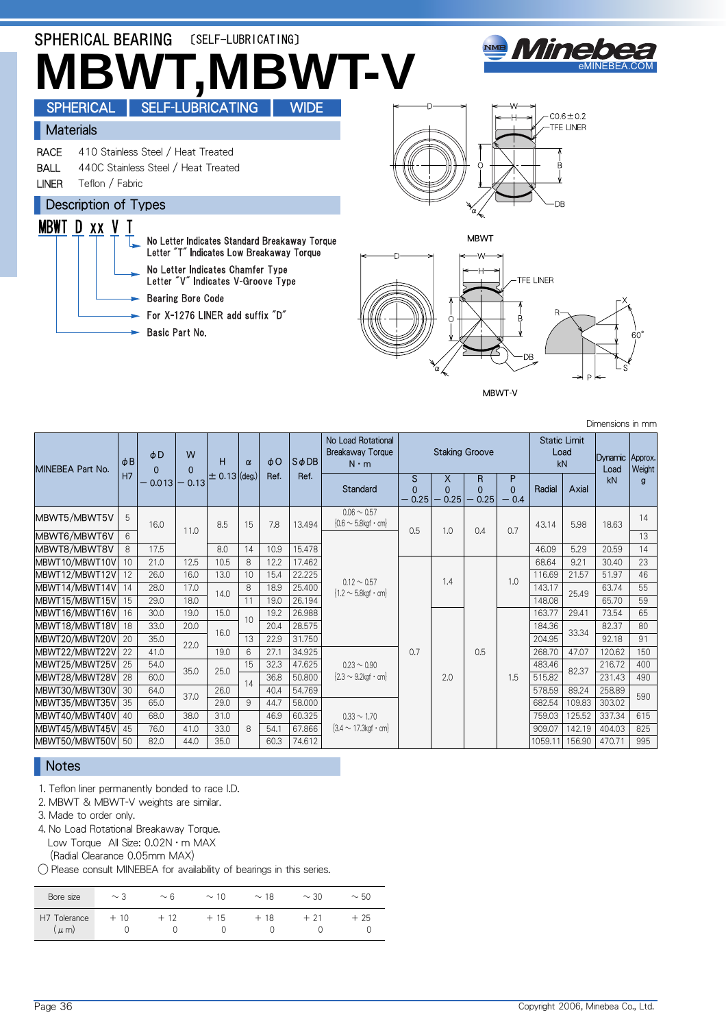SPHERICAL BEARING 〔SELF-LUBRICATING〕

# MBWT,MBWT-V

SPHERICAL | SELF-LUBRICATING | WIDE

## Materials

| | |
|---|---|
| RACE | 410 Stainless Steel / Heat Treated |
| BALL | 440C Stainless Steel / Heat Treated |
| LINER | Teflon / Fabric |

## Description of Types

**MBWT D xx V T**

- T: No Letter Indicates Standard Breakaway Torque; Letter "T" Indicates Low Breakaway Torque
- V: No Letter Indicates Chamfer Type; Letter "V" Indicates V-Groove Type
- xx: Bearing Bore Code
- D: For X-1276 LINER add suffix "D"
- MBWT: Basic Part No.

C0.6±0.2

TFE LINER

MBWT

MBWT-V

Dimensions in mm

| MINEBEA Part No. | φB H7 | φD 0 −0.013 | W 0 −0.13 | H ±0.13 | α (deg.) | φO Ref. | SφDB Ref. | No Load Rotational Breakaway Torque N・m Standard | Staking Groove S 0 −0.25 | X 0 −0.25 | R 0 −0.25 | P 0 −0.4 | Static Limit Load kN Radial | Axial | Dynamic Load kN | Approx. Weight g |
|---|---|---|---|---|---|---|---|---|---|---|---|---|---|---|---|---|
| MBWT5/MBWT5V | 5 | 16.0 | 11.0 | 8.5 | 15 | 7.8 | 13.494 | 0.06 ～ 0.57 {0.6 ～ 5.8kgf・cm} | 0.5 | 1.0 | 0.4 | 0.7 | 43.14 | 5.98 | 18.63 | 14 |
| MBWT6/MBWT6V | 6 | | | | | | | | | | | | | | | 13 |
| MBWT8/MBWT8V | 8 | 17.5 | | 8.0 | 14 | 10.9 | 15.478 | 0.12 ～ 0.57 {1.2 ～ 5.8kgf・cm} | | | | | 46.09 | 5.29 | 20.59 | 14 |
| MBWT10/MBWT10V | 10 | 21.0 | 12.5 | 10.5 | 8 | 12.2 | 17.462 | | 0.7 | 1.4 | 0.5 | 1.0 | 68.64 | 9.21 | 30.40 | 23 |
| MBWT12/MBWT12V | 12 | 26.0 | 16.0 | 13.0 | 10 | 15.4 | 22.225 | | | | | | 116.69 | 21.57 | 51.97 | 46 |
| MBWT14/MBWT14V | 14 | 28.0 | 17.0 | 14.0 | 8 | 18.9 | 25.400 | | | | | | 143.17 | 25.49 | 63.74 | 55 |
| MBWT15/MBWT15V | 15 | 29.0 | 18.0 | | 11 | 19.0 | 26.194 | | | | | | 148.08 | | 65.70 | 59 |
| MBWT16/MBWT16V | 16 | 30.0 | 19.0 | 15.0 | 10 | 19.2 | 26.988 | | | 2.0 | | 1.5 | 163.77 | 29.41 | 73.54 | 65 |
| MBWT18/MBWT18V | 18 | 33.0 | 20.0 | 16.0 | | 20.4 | 28.575 | | | | | | 184.36 | 33.34 | 82.37 | 80 |
| MBWT20/MBWT20V | 20 | 35.0 | 22.0 | | 13 | 22.9 | 31.750 | | | | | | 204.95 | | 92.18 | 91 |
| MBWT22/MBWT22V | 22 | 41.0 | | 19.0 | 6 | 27.1 | 34.925 | 0.23 ～ 0.90 {2.3 ～ 9.2kgf・cm} | | | | | 268.70 | 47.07 | 120.62 | 150 |
| MBWT25/MBWT25V | 25 | 54.0 | 35.0 | 25.0 | 15 | 32.3 | 47.625 | | | | | | 483.46 | 82.37 | 216.72 | 400 |
| MBWT28/MBWT28V | 28 | 60.0 | | | 14 | 36.8 | 50.800 | | | | | | 515.82 | | 231.43 | 490 |
| MBWT30/MBWT30V | 30 | 64.0 | 37.0 | 26.0 | | 40.4 | 54.769 | | | | | | 578.59 | 89.24 | 258.89 | 590 |
| MBWT35/MBWT35V | 35 | 65.0 | | 29.0 | 9 | 44.7 | 58.000 | 0.33 ～ 1.70 {3.4 ～ 17.3kgf・cm} | | | | | 682.54 | 109.83 | 303.02 | |
| MBWT40/MBWT40V | 40 | 68.0 | 38.0 | 31.0 | 8 | 46.9 | 60.325 | | | | | | 759.03 | 125.52 | 337.34 | 615 |
| MBWT45/MBWT45V | 45 | 76.0 | 41.0 | 33.0 | | 54.1 | 67.866 | | | | | | 909.07 | 142.19 | 404.03 | 825 |
| MBWT50/MBWT50V | 50 | 82.0 | 44.0 | 35.0 | | 60.3 | 74.612 | | | | | | 1059.11 | 156.90 | 470.71 | 995 |

## Notes

1. Teflon liner permanently bonded to race I.D.
2. MBWT & MBWT-V weights are similar.
3. Made to order only.
4. No Load Rotational Breakaway Torque.
   Low Torque All Size: 0.02N・m MAX
   (Radial Clearance 0.05mm MAX)

○ Please consult MINEBEA for availability of bearings in this series.

| Bore size | ～3 | ～6 | ～10 | ～18 | ～30 | ～50 |
|---|---|---|---|---|---|---|
| H7 Tolerance (μm) | +10 0 | +12 0 | +15 0 | +18 0 | +21 0 | +25 0 |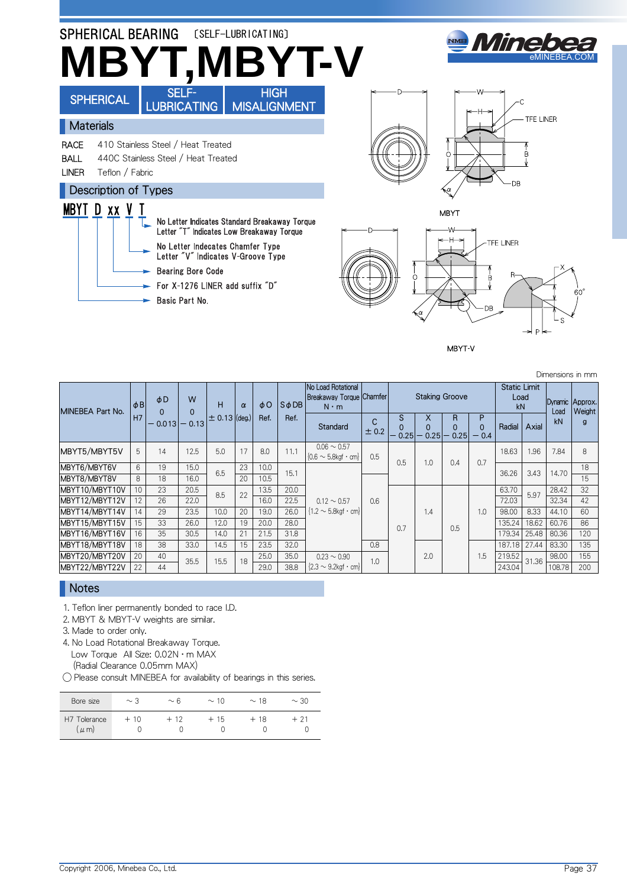SPHERICAL BEARING 〔SELF-LUBRICATING〕

# MBYT,MBYT-V

SPHERICAL | SELF-LUBRICATING | HIGH MISALIGNMENT

## Materials

RACE 410 Stainless Steel / Heat Treated
BALL 440C Stainless Steel / Heat Treated
LINER Teflon / Fabric

## Description of Types

MBYT D xx V T

- No Letter Indicates Standard Breakaway Torque / Letter "T" Indicates Low Breakaway Torque
- No Letter Indecates Chamfer Type / Letter "V" Indicates V-Groove Type
- Bearing Bore Code
- For X-1276 LINER add suffix "D"
- Basic Part No.

MBYT

MBYT-V

Dimensions in mm

| MINEBEA Part No. | φB H7 | φD 0 −0.013 | W 0 −0.13 | H ±0.13 | α (deg.) | φO Ref. | SφDB Ref. | No Load Rotational Breakaway Torque N・m Standard | Chamfer C ±0.2 | Staking Groove S 0 −0.25 | Staking Groove X 0 −0.25 | Staking Groove R 0 −0.25 | Staking Groove P 0 −0.4 | Static Limit Load kN Radial | Static Limit Load kN Axial | Dynamic Load kN | Approx. Weight g |
|---|---|---|---|---|---|---|---|---|---|---|---|---|---|---|---|---|---|
| MBYT5/MBYT5V | 5 | 14 | 12.5 | 5.0 | 17 | 8.0 | 11.1 | 0.06～0.57 {0.6～5.8kgf・cm} | 0.5 | 0.5 | 1.0 | 0.4 | 0.7 | 18.63 | 1.96 | 7.84 | 8 |
| MBYT6/MBYT6V | 6 | 19 | 15.0 | 6.5 | 23 | 10.0 | 15.1 | 0.12～0.57 {1.2～5.8kgf・cm} | 0.5 | 0.5 | 1.0 | 0.4 | 0.7 | 36.26 | 3.43 | 14.70 | 18 |
| MBYT8/MBYT8V | 8 | 18 | 16.0 | 6.5 | 20 | 10.5 | 15.1 | 0.12～0.57 {1.2～5.8kgf・cm} | 0.6 | 0.5 | 1.0 | 0.4 | 0.7 | 36.26 | 3.43 | 14.70 | 15 |
| MBYT10/MBYT10V | 10 | 23 | 20.5 | 8.5 | 22 | 13.5 | 20.0 | 0.12～0.57 {1.2～5.8kgf・cm} | 0.6 | 0.7 | 1.4 | 0.5 | 1.0 | 63.70 | 5.97 | 28.42 | 32 |
| MBYT12/MBYT12V | 12 | 26 | 22.0 | 8.5 | 22 | 16.0 | 22.5 | 0.12～0.57 {1.2～5.8kgf・cm} | 0.6 | 0.7 | 1.4 | 0.5 | 1.0 | 72.03 | 5.97 | 32.34 | 42 |
| MBYT14/MBYT14V | 14 | 29 | 23.5 | 10.0 | 20 | 19.0 | 26.0 | 0.12～0.57 {1.2～5.8kgf・cm} | 0.6 | 0.7 | 1.4 | 0.5 | 1.0 | 98.00 | 8.33 | 44.10 | 60 |
| MBYT15/MBYT15V | 15 | 33 | 26.0 | 12.0 | 19 | 20.0 | 28.0 | 0.12～0.57 {1.2～5.8kgf・cm} | 0.6 | 0.7 | 1.4 | 0.5 | 1.0 | 135.24 | 18.62 | 60.76 | 86 |
| MBYT16/MBYT16V | 16 | 35 | 30.5 | 14.0 | 21 | 21.5 | 31.8 | 0.12～0.57 {1.2～5.8kgf・cm} | 0.6 | 0.7 | 1.4 | 0.5 | 1.0 | 179.34 | 25.48 | 80.36 | 120 |
| MBYT18/MBYT18V | 18 | 38 | 33.0 | 14.5 | 15 | 23.5 | 32.0 | 0.12～0.57 {1.2～5.8kgf・cm} | 0.8 | 0.7 | 2.0 | 0.5 | 1.5 | 187.18 | 27.44 | 83.30 | 135 |
| MBYT20/MBYT20V | 20 | 40 | 35.5 | 15.5 | 18 | 25.0 | 35.0 | 0.23～0.90 {2.3～9.2kgf・cm} | 1.0 | 0.7 | 2.0 | 0.5 | 1.5 | 219.52 | 31.36 | 98.00 | 155 |
| MBYT22/MBYT22V | 22 | 44 | 35.5 | 15.5 | 18 | 29.0 | 38.8 | 0.23～0.90 {2.3～9.2kgf・cm} | 1.0 | 0.7 | 2.0 | 0.5 | 1.5 | 243.04 | 31.36 | 108.78 | 200 |

## Notes

1. Teflon liner permanently bonded to race I.D.
2. MBYT & MBYT-V weights are similar.
3. Made to order only.
4. No Load Rotational Breakaway Torque.
   Low Torque All Size: 0.02N・m MAX
   (Radial Clearance 0.05mm MAX)

◯ Please consult MINEBEA for availability of bearings in this series.

| Bore size | ～3 | ～6 | ～10 | ～18 | ～30 |
|---|---|---|---|---|---|
| H7 Tolerance (μm) | +10 0 | +12 0 | +15 0 | +18 0 | +21 0 |

Copyright 2006, Minebea Co., Ltd.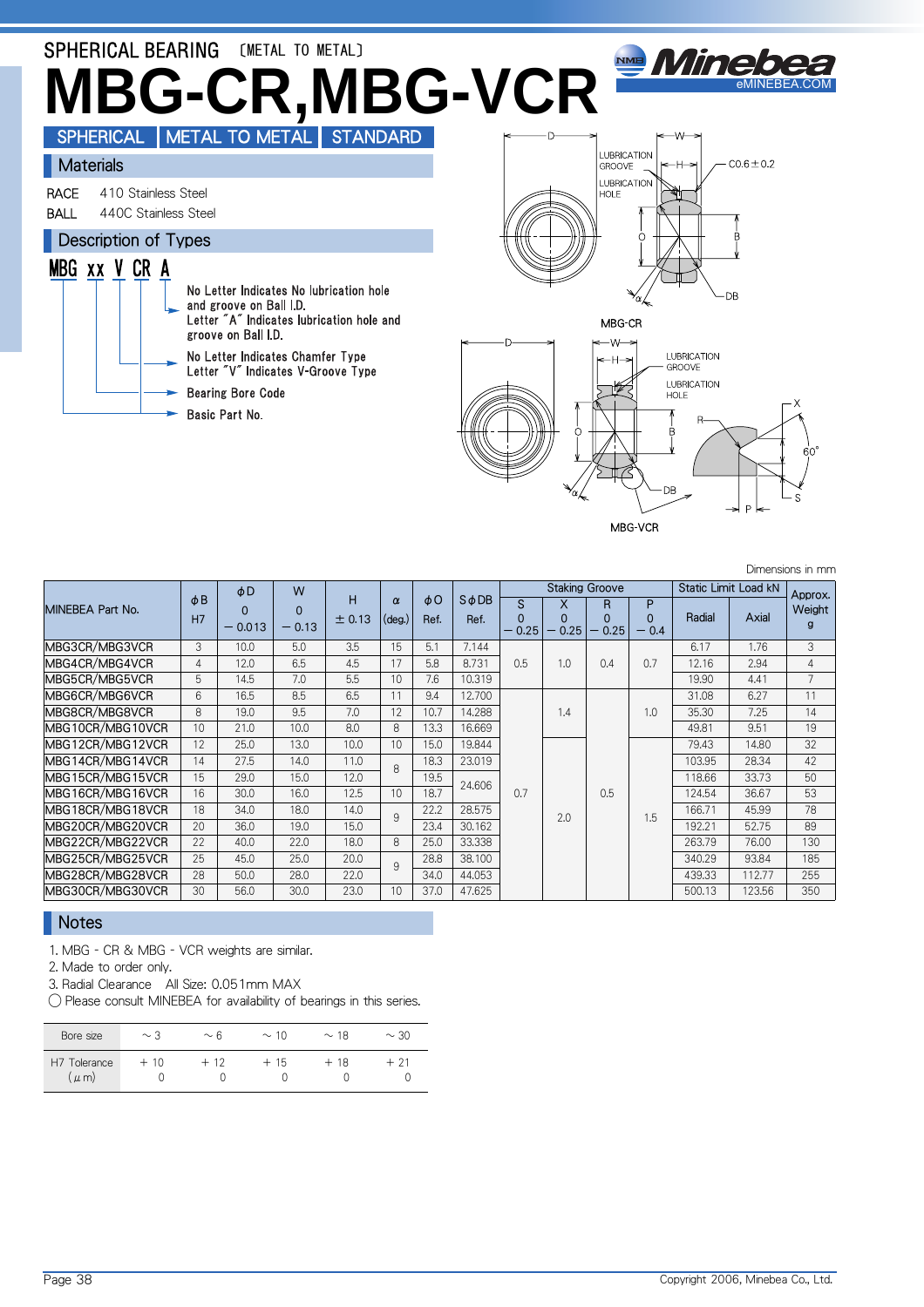# SPHERICAL BEARING 〔METAL TO METAL〕

# MBG-CR,MBG-VCR

SPHERICAL | METAL TO METAL | STANDARD

## Materials

RACE 410 Stainless Steel

BALL 440C Stainless Steel

## Description of Types

MBG xx V CR A

- No Letter Indicates No lubrication hole and groove on Ball I.D. Letter "A" Indicates lubrication hole and groove on Ball I.D.
- No Letter Indicates Chamfer Type Letter "V" Indicates V-Groove Type
- Bearing Bore Code
- Basic Part No.

MBG-CR

MBG-VCR

Dimensions in mm

| MINEBEA Part No. | φB H7 | φD 0 −0.013 | W 0 −0.13 | H ±0.13 | α (deg.) | φO Ref. | SφDB Ref. | Staking Groove S 0 −0.25 | X 0 −0.25 | R 0 −0.25 | P 0 −0.4 | Static Limit Load kN Radial | Axial | Approx. Weight g |
|---|---|---|---|---|---|---|---|---|---|---|---|---|---|---|
| MBG3CR/MBG3VCR | 3 | 10.0 | 5.0 | 3.5 | 15 | 5.1 | 7.144 | 0.5 | 1.0 | 0.4 | 0.7 | 6.17 | 1.76 | 3 |
| MBG4CR/MBG4VCR | 4 | 12.0 | 6.5 | 4.5 | 17 | 5.8 | 8.731 | 0.5 | 1.0 | 0.4 | 0.7 | 12.16 | 2.94 | 4 |
| MBG5CR/MBG5VCR | 5 | 14.5 | 7.0 | 5.5 | 10 | 7.6 | 10.319 | 0.5 | 1.0 | 0.4 | 0.7 | 19.90 | 4.41 | 7 |
| MBG6CR/MBG6VCR | 6 | 16.5 | 8.5 | 6.5 | 11 | 9.4 | 12.700 | 0.7 | 1.4 | 0.5 | 1.0 | 31.08 | 6.27 | 11 |
| MBG8CR/MBG8VCR | 8 | 19.0 | 9.5 | 7.0 | 12 | 10.7 | 14.288 | 0.7 | 1.4 | 0.5 | 1.0 | 35.30 | 7.25 | 14 |
| MBG10CR/MBG10VCR | 10 | 21.0 | 10.0 | 8.0 | 8 | 13.3 | 16.669 | 0.7 | 1.4 | 0.5 | 1.0 | 49.81 | 9.51 | 19 |
| MBG12CR/MBG12VCR | 12 | 25.0 | 13.0 | 10.0 | 10 | 15.0 | 19.844 | 0.7 | 2.0 | 0.5 | 1.5 | 79.43 | 14.80 | 32 |
| MBG14CR/MBG14VCR | 14 | 27.5 | 14.0 | 11.0 | 8 | 18.3 | 23.019 | 0.7 | 2.0 | 0.5 | 1.5 | 103.95 | 28.34 | 42 |
| MBG15CR/MBG15VCR | 15 | 29.0 | 15.0 | 12.0 | 8 | 19.5 | 24.606 | 0.7 | 2.0 | 0.5 | 1.5 | 118.66 | 33.73 | 50 |
| MBG16CR/MBG16VCR | 16 | 30.0 | 16.0 | 12.5 | 10 | 18.7 | 24.606 | 0.7 | 2.0 | 0.5 | 1.5 | 124.54 | 36.67 | 53 |
| MBG18CR/MBG18VCR | 18 | 34.0 | 18.0 | 14.0 | 9 | 22.2 | 28.575 | 0.7 | 2.0 | 0.5 | 1.5 | 166.71 | 45.99 | 78 |
| MBG20CR/MBG20VCR | 20 | 36.0 | 19.0 | 15.0 | 9 | 23.4 | 30.162 | 0.7 | 2.0 | 0.5 | 1.5 | 192.21 | 52.75 | 89 |
| MBG22CR/MBG22VCR | 22 | 40.0 | 22.0 | 18.0 | 8 | 25.0 | 33.338 | 0.7 | 2.0 | 0.5 | 1.5 | 263.79 | 76.00 | 130 |
| MBG25CR/MBG25VCR | 25 | 45.0 | 25.0 | 20.0 | 9 | 28.8 | 38.100 | 0.7 | 2.0 | 0.5 | 1.5 | 340.29 | 93.84 | 185 |
| MBG28CR/MBG28VCR | 28 | 50.0 | 28.0 | 22.0 | 9 | 34.0 | 44.053 | 0.7 | 2.0 | 0.5 | 1.5 | 439.33 | 112.77 | 255 |
| MBG30CR/MBG30VCR | 30 | 56.0 | 30.0 | 23.0 | 10 | 37.0 | 47.625 | 0.7 | 2.0 | 0.5 | 1.5 | 500.13 | 123.56 | 350 |

## Notes

1. MBG - CR & MBG - VCR weights are similar.
2. Made to order only.
3. Radial Clearance All Size: 0.051mm MAX

◯ Please consult MINEBEA for availability of bearings in this series.

| Bore size | ~3 | ~6 | ~10 | ~18 | ~30 |
|---|---|---|---|---|---|
| H7 Tolerance (μm) | +10 0 | +12 0 | +15 0 | +18 0 | +21 0 |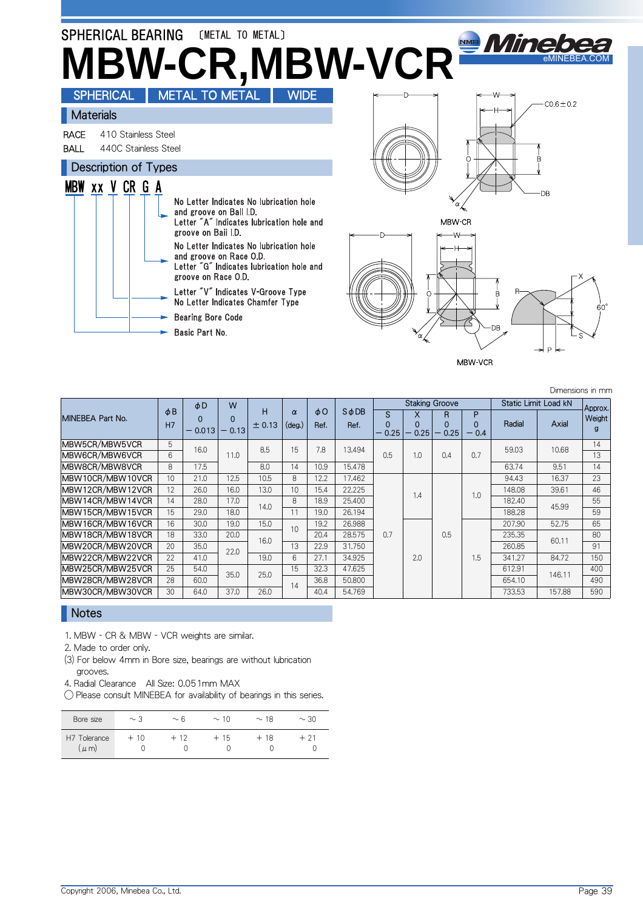SPHERICAL BEARING [METAL TO METAL]

# MBW-CR,MBW-VCR

SPHERICAL | METAL TO METAL | WIDE

## Materials

RACE 410 Stainless Steel
BALL 440C Stainless Steel

## Description of Types

MBW xx V CR G A

- **A**: No Letter Indicates No lubrication hole and groove on Ball I.D. Letter "A" Indicates lubrication hole and groove on Baii I.D.
- **G**: No Letter Indicates No lubrication hole and groove on Race O.D. Letter "G" Indicates lubrication hole and groove on Race O.D.
- **V**: Letter "V" Indicates V-Groove Type. No Letter Indicates Chamfer Type
- **xx**: Bearing Bore Code
- **MBW**: Basic Part No.

MBW-CR

MBW-VCR

Dimensions in mm

| MINEBEA Part No. | φB H7 | φD 0 −0.013 | W 0 −0.13 | H ±0.13 | α (deg.) | φO Ref. | SφDB Ref. | Staking Groove S 0 −0.25 | Staking Groove X 0 −0.25 | Staking Groove R 0 −0.25 | Staking Groove P 0 −0.4 | Static Limit Load kN Radial | Static Limit Load kN Axial | Approx. Weight g |
|---|---|---|---|---|---|---|---|---|---|---|---|---|---|---|
| MBW5CR/MBW5VCR | 5 | 16.0 | 11.0 | 8.5 | 15 | 7.8 | 13.494 | 0.5 | 1.0 | 0.4 | 0.7 | 59.03 | 10.68 | 14 |
| MBW6CR/MBW6VCR | 6 | 16.0 | 11.0 | 8.5 | 15 | 7.8 | 13.494 | 0.5 | 1.0 | 0.4 | 0.7 | 59.03 | 10.68 | 13 |
| MBW8CR/MBW8VCR | 8 | 17.5 | 11.0 | 8.0 | 14 | 10.9 | 15.478 | 0.5 | 1.0 | 0.4 | 0.7 | 63.74 | 9.51 | 14 |
| MBW10CR/MBW10VCR | 10 | 21.0 | 12.5 | 10.5 | 8 | 12.2 | 17.462 | 0.7 | 1.4 | 0.5 | 1.0 | 94.43 | 16.37 | 23 |
| MBW12CR/MBW12VCR | 12 | 26.0 | 16.0 | 13.0 | 10 | 15.4 | 22.225 | 0.7 | 1.4 | 0.5 | 1.0 | 148.08 | 39.61 | 46 |
| MBW14CR/MBW14VCR | 14 | 28.0 | 17.0 | 14.0 | 8 | 18.9 | 25.400 | 0.7 | 1.4 | 0.5 | 1.0 | 182.40 | 45.99 | 55 |
| MBW15CR/MBW15VCR | 15 | 29.0 | 18.0 | 14.0 | 11 | 19.0 | 26.194 | 0.7 | 1.4 | 0.5 | 1.0 | 188.28 | 45.99 | 59 |
| MBW16CR/MBW16VCR | 16 | 30.0 | 19.0 | 15.0 | 10 | 19.2 | 26.988 | 0.7 | 2.0 | 0.5 | 1.5 | 207.90 | 52.75 | 65 |
| MBW18CR/MBW18VCR | 18 | 33.0 | 20.0 | 16.0 | 10 | 20.4 | 28.575 | 0.7 | 2.0 | 0.5 | 1.5 | 235.35 | 60.11 | 80 |
| MBW20CR/MBW20VCR | 20 | 35.0 | 22.0 | 16.0 | 13 | 22.9 | 31.750 | 0.7 | 2.0 | 0.5 | 1.5 | 260.85 | 60.11 | 91 |
| MBW22CR/MBW22VCR | 22 | 41.0 | 22.0 | 19.0 | 6 | 27.1 | 34.925 | 0.7 | 2.0 | 0.5 | 1.5 | 341.27 | 84.72 | 150 |
| MBW25CR/MBW25VCR | 25 | 54.0 | 35.0 | 25.0 | 15 | 32.3 | 47.625 | 0.7 | 2.0 | 0.5 | 1.5 | 612.91 | 146.11 | 400 |
| MBW28CR/MBW28VCR | 28 | 60.0 | 35.0 | 25.0 | 14 | 36.8 | 50.800 | 0.7 | 2.0 | 0.5 | 1.5 | 654.10 | 146.11 | 490 |
| MBW30CR/MBW30VCR | 30 | 64.0 | 37.0 | 26.0 | 14 | 40.4 | 54.769 | 0.7 | 2.0 | 0.5 | 1.5 | 733.53 | 157.88 | 590 |

## Notes

1. MBW - CR & MBW - VCR weights are similar.
2. Made to order only.
(3) For below 4mm in Bore size, bearings are without lubrication grooves.
4. Radial Clearance All Size: 0.051mm MAX
◯ Please consult MINEBEA for availability of bearings in this series.

| Bore size | ~3 | ~6 | ~10 | ~18 | ~30 |
|---|---|---|---|---|---|
| H7 Tolerance (μm) | +10 / 0 | +12 / 0 | +15 / 0 | +18 / 0 | +21 / 0 |

Copyright 2006, Minebea Co., Ltd.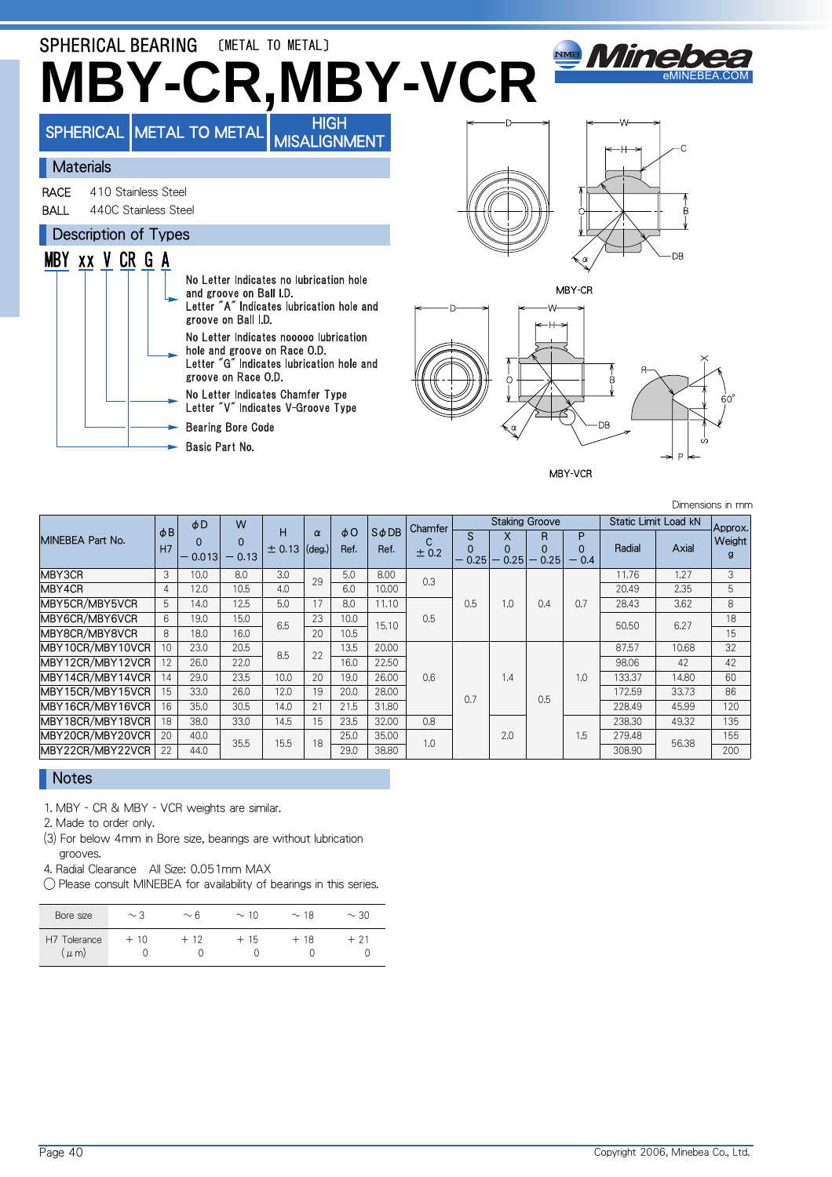SPHERICAL BEARING 〔METAL TO METAL〕

# MBY-CR,MBY-VCR

Minebea eMINEBEA.COM

SPHERICAL | METAL TO METAL | HIGH MISALIGNMENT

## Materials

RACE 410 Stainless Steel
BALL 440C Stainless Steel

## Description of Types

MBY xx V CR G A

- A: No Letter Indicates no lubrication hole and groove on Ball I.D. Letter "A" Indicates lubrication hole and groove on Ball I.D.
- G: No Letter Indicates nooooo lubrication hole and groove on Race O.D. Letter "G" Indicates lubrication hole and groove on Race O.D.
- V: No Letter Indicates Chamfer Type. Letter "V" Indicates V-Groove Type
- xx: Bearing Bore Code
- MBY: Basic Part No.

MBY-CR

MBY-VCR

Dimensions in mm

| MINEBEA Part No. | φB H7 | φD 0 −0.013 | W 0 −0.13 | H ±0.13 | α (deg.) | φO Ref. | SφDB Ref. | Chamfer C ±0.2 | Staking Groove S 0 −0.25 | Staking Groove X 0 −0.25 | Staking Groove R 0 −0.25 | Staking Groove P 0 −0.4 | Static Limit Load kN Radial | Static Limit Load kN Axial | Approx. Weight g |
|---|---|---|---|---|---|---|---|---|---|---|---|---|---|---|---|
| MBY3CR | 3 | 10.0 | 8.0 | 3.0 | 29 | 5.0 | 8.00 | 0.3 | | | | | 11.76 | 1.27 | 3 |
| MBY4CR | 4 | 12.0 | 10.5 | 4.0 | 29 | 6.0 | 10.00 | 0.3 | | | | | 20.49 | 2.35 | 5 |
| MBY5CR/MBY5VCR | 5 | 14.0 | 12.5 | 5.0 | 17 | 8.0 | 11.10 | 0.5 | 0.5 | 1.0 | 0.4 | 0.7 | 28.43 | 3.62 | 8 |
| MBY6CR/MBY6VCR | 6 | 19.0 | 15.0 | 6.5 | 23 | 10.0 | 15.10 | 0.5 | 0.5 | 1.0 | 0.4 | 0.7 | 50.50 | 6.27 | 18 |
| MBY8CR/MBY8VCR | 8 | 18.0 | 16.0 | 6.5 | 20 | 10.5 | 15.10 | 0.5 | 0.5 | 1.0 | 0.4 | 0.7 | 50.50 | 6.27 | 15 |
| MBY10CR/MBY10VCR | 10 | 23.0 | 20.5 | 8.5 | 22 | 13.5 | 20.00 | 0.6 | 0.7 | 1.4 | 0.5 | 1.0 | 87.57 | 10.68 | 32 |
| MBY12CR/MBY12VCR | 12 | 26.0 | 22.0 | 8.5 | 22 | 16.0 | 22.50 | 0.6 | 0.7 | 1.4 | 0.5 | 1.0 | 98.06 | 42 | 42 |
| MBY14CR/MBY14VCR | 14 | 29.0 | 23.5 | 10.0 | 20 | 19.0 | 26.00 | 0.6 | 0.7 | 1.4 | 0.5 | 1.0 | 133.37 | 14.80 | 60 |
| MBY15CR/MBY15VCR | 15 | 33.0 | 26.0 | 12.0 | 19 | 20.0 | 28.00 | 0.6 | 0.7 | 1.4 | 0.5 | 1.0 | 172.59 | 33.73 | 86 |
| MBY16CR/MBY16VCR | 16 | 35.0 | 30.5 | 14.0 | 21 | 21.5 | 31.80 | 0.6 | 0.7 | 1.4 | 0.5 | 1.0 | 228.49 | 45.99 | 120 |
| MBY18CR/MBY18VCR | 18 | 38.0 | 33.0 | 14.5 | 15 | 23.5 | 32.00 | 0.8 | 0.7 | 2.0 | 0.5 | 1.5 | 238.30 | 49.32 | 135 |
| MBY20CR/MBY20VCR | 20 | 40.0 | 35.5 | 15.5 | 18 | 25.0 | 35.00 | 1.0 | 0.7 | 2.0 | 0.5 | 1.5 | 279.48 | 56.38 | 155 |
| MBY22CR/MBY22VCR | 22 | 44.0 | 35.5 | 15.5 | 18 | 29.0 | 38.80 | 1.0 | 0.7 | 2.0 | 0.5 | 1.5 | 308.90 | 56.38 | 200 |

## Notes

1. MBY - CR & MBY - VCR weights are similar.
2. Made to order only.
(3) For below 4mm in Bore size, bearings are without lubrication grooves.
4. Radial Clearance All Size: 0.051mm MAX
◯ Please consult MINEBEA for availability of bearings in this series.

| Bore size | ~3 | ~6 | ~10 | ~18 | ~30 |
|---|---|---|---|---|---|
| H7 Tolerance (μm) | +10 0 | +12 0 | +15 0 | +18 0 | +21 0 |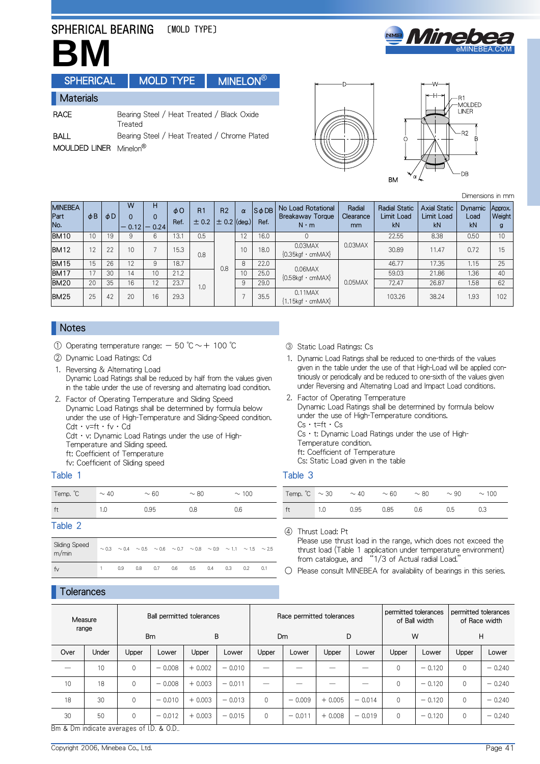# SPHERICAL BEARING 〔MOLD TYPE〕

# BM

SPHERICAL | MOLD TYPE | MINELON®

## Materials

| | |
|---|---|
| RACE | Bearing Steel / Heat Treated / Black Oxide Treated |
| BALL | Bearing Steel / Heat Treated / Chrome Plated |
| MOULDED LINER | Minelon® |

D W H R1 MOLDED LINER R2 O B DB α BM

Dimensions in mm

| MINEBEA Part No. | φB | φD | W 0 −0.12 | H 0 −0.24 | φO Ref. | R1 ±0.2 | R2 ±0.2 | α (deg.) | SφDB Ref. | No Load Rotational Breakaway Torque N・m | Radial Clearance mm | Radial Static Limit Load kN | Axial Static Limit Load kN | Dynamic Load kN | Approx. Weight g |
|---|---|---|---|---|---|---|---|---|---|---|---|---|---|---|---|
| BM10 | 10 | 19 | 9 | 6 | 13.1 | 0.5 | 0.8 | 12 | 16.0 | 0 | 0.03MAX | 22.55 | 8.38 | 0.50 | 10 |
| BM12 | 12 | 22 | 10 | 7 | 15.3 | 0.8 | | 10 | 18.0 | 0.03MAX {0.35kgf・cmMAX} | | 30.89 | 11.47 | 0.72 | 15 |
| BM15 | 15 | 26 | 12 | 9 | 18.7 | | | 8 | 22.0 | 0.06MAX {0.58kgf・cmMAX} | 0.05MAX | 46.77 | 17.35 | 1.15 | 25 |
| BM17 | 17 | 30 | 14 | 10 | 21.2 | 1.0 | | 10 | 25.0 | | | 59.03 | 21.86 | 1.36 | 40 |
| BM20 | 20 | 35 | 16 | 12 | 23.7 | | | 9 | 29.0 | | | 72.47 | 26.87 | 1.58 | 62 |
| BM25 | 25 | 42 | 20 | 16 | 29.3 | | | 7 | 35.5 | 0.11MAX {1.15kgf・cmMAX} | | 103.26 | 38.24 | 1.93 | 102 |

## Notes

① Operating temperature range: −50 ℃～+100 ℃

② Dynamic Load Ratings: Cd

1. Reversing & Alternating Load
   Dynamic Load Ratings shall be reduced by half from the values given in the table under the use of reversing and alternating load condition.
2. Factor of Operating Temperature and Sliding Speed
   Dynamic Load Ratings shall be determined by formula below under the use of High-Temperature and Sliding-Speed condition.
   Cdt・v=ft・fv・Cd
   Cdt・v: Dynamic Load Ratings under the use of High-Temperature and Sliding speed.
   ft: Coefficient of Temperature
   fv: Coefficient of Sliding speed

**Table 1**

| Temp. ℃ | ～40 | ～60 | ～80 | ～100 |
|---|---|---|---|---|
| ft | 1.0 | 0.95 | 0.8 | 0.6 |

**Table 2**

| Sliding Speed m/min | ～0.3 | ～0.4 | ～0.5 | ～0.6 | ～0.7 | ～0.8 | ～0.9 | ～1.1 | ～1.5 | ～2.5 |
|---|---|---|---|---|---|---|---|---|---|---|
| fv | 1 | 0.9 | 0.8 | 0.7 | 0.6 | 0.5 | 0.4 | 0.3 | 0.2 | 0.1 |

③ Static Load Ratings: Cs

1. Dynamic Load Ratings shall be reduced to one-thirds of the values given in the table under the use of that High-Load will be applied continiously or periodically and be reduced to one-sixth of the values given under Reversing and Alternating Load and Impact Load conditions.
2. Factor of Operating Temperature
   Dynamic Load Ratings shall be determined by formula below under the use of High-Temperature conditions.
   Cs・t=ft・Cs
   Cs・t: Dynamic Load Ratings under the use of High-Temperature condition.
   ft: Coefficient of Temperature
   Cs: Static Load given in the table

**Table 3**

| Temp. ℃ | ～30 | ～40 | ～60 | ～80 | ～90 | ～100 |
|---|---|---|---|---|---|---|
| ft | 1.0 | 0.95 | 0.85 | 0.6 | 0.5 | 0.3 |

④ Thrust Load: Pt
Please use thrust load in the range, which does not exceed the thrust load (Table 1 application under temperature environment) from catalogue, and "1/3 of Actual radial Load."

○ Please consult MINEBEA for availability of bearings in this series.

## Tolerances

| Measure range | | Ball permitted tolerances | | | | Race permitted tolerances | | | | permitted tolerances of Ball width | | permitted tolerances of Race width | |
|---|---|---|---|---|---|---|---|---|---|---|---|---|---|
| | | Bm | | B | | Dm | | D | | W | | H | |
| Over | Under | Upper | Lower | Upper | Lower | Upper | Lower | Upper | Lower | Upper | Lower | Upper | Lower |
| — | 10 | 0 | −0.008 | +0.002 | −0.010 | — | — | — | — | 0 | −0.120 | 0 | −0.240 |
| 10 | 18 | 0 | −0.008 | +0.003 | −0.011 | — | — | — | — | 0 | −0.120 | 0 | −0.240 |
| 18 | 30 | 0 | −0.010 | +0.003 | −0.013 | 0 | −0.009 | +0.005 | −0.014 | 0 | −0.120 | 0 | −0.240 |
| 30 | 50 | 0 | −0.012 | +0.003 | −0.015 | 0 | −0.011 | +0.008 | −0.019 | 0 | −0.120 | 0 | −0.240 |

Bm & Dm indicate averages of I.D. & O.D..

Copyright 2006, Minebea Co., Ltd.